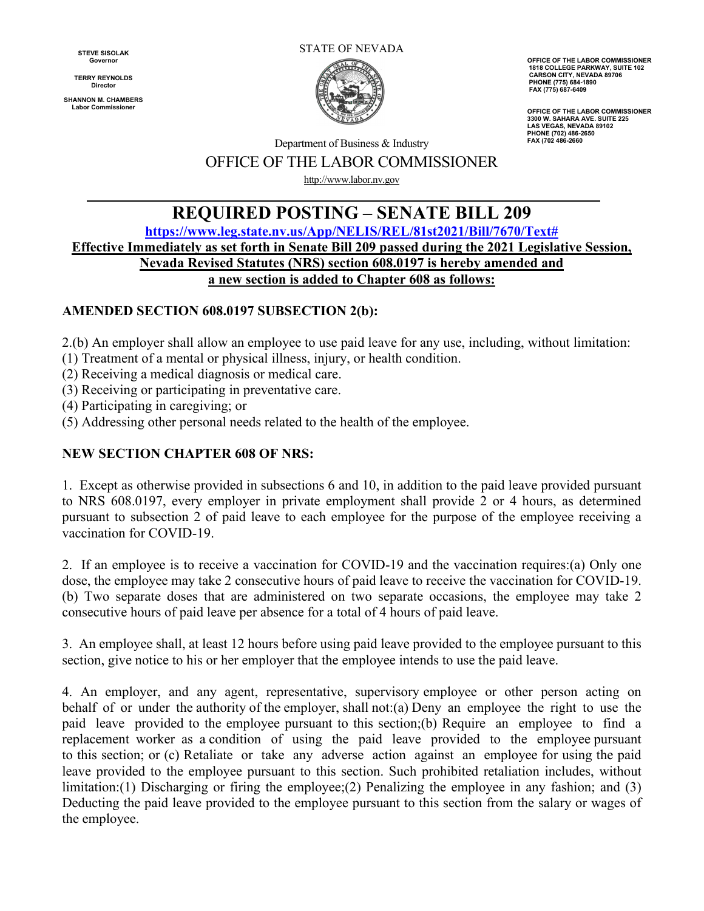**STEVE SISOLAK**
**Governor**

**TERRY REYNOLDS**
**Director**

**SHANNON M. CHAMBERS**
**Labor Commissioner**

STATE OF NEVADA

**OFFICE OF THE LABOR COMMISSIONER**
**1818 COLLEGE PARKWAY, SUITE 102**
**CARSON CITY, NEVADA 89706**
**PHONE (775) 684-1890**
**FAX (775) 687-6409**

**OFFICE OF THE LABOR COMMISSIONER**
**3300 W. SAHARA AVE. SUITE 225**
**LAS VEGAS, NEVADA 89102**
**PHONE (702) 486-2650**
**FAX (702 486-2660**

Department of Business & Industry

OFFICE OF THE LABOR COMMISSIONER

http://www.labor.nv.gov

# REQUIRED POSTING – SENATE BILL 209

**https://www.leg.state.nv.us/App/NELIS/REL/81st2021/Bill/7670/Text#**

**Effective Immediately as set forth in Senate Bill 209 passed during the 2021 Legislative Session, Nevada Revised Statutes (NRS) section 608.0197 is hereby amended and a new section is added to Chapter 608 as follows:**

## AMENDED SECTION 608.0197 SUBSECTION 2(b):

2.(b) An employer shall allow an employee to use paid leave for any use, including, without limitation:
(1) Treatment of a mental or physical illness, injury, or health condition.
(2) Receiving a medical diagnosis or medical care.
(3) Receiving or participating in preventative care.
(4) Participating in caregiving; or
(5) Addressing other personal needs related to the health of the employee.

## NEW SECTION CHAPTER 608 OF NRS:

1. Except as otherwise provided in subsections 6 and 10, in addition to the paid leave provided pursuant to NRS 608.0197, every employer in private employment shall provide 2 or 4 hours, as determined pursuant to subsection 2 of paid leave to each employee for the purpose of the employee receiving a vaccination for COVID-19.

2. If an employee is to receive a vaccination for COVID-19 and the vaccination requires:(a) Only one dose, the employee may take 2 consecutive hours of paid leave to receive the vaccination for COVID-19. (b) Two separate doses that are administered on two separate occasions, the employee may take 2 consecutive hours of paid leave per absence for a total of 4 hours of paid leave.

3. An employee shall, at least 12 hours before using paid leave provided to the employee pursuant to this section, give notice to his or her employer that the employee intends to use the paid leave.

4. An employer, and any agent, representative, supervisory employee or other person acting on behalf of or under the authority of the employer, shall not:(a) Deny an employee the right to use the paid leave provided to the employee pursuant to this section;(b) Require an employee to find a replacement worker as a condition of using the paid leave provided to the employee pursuant to this section; or (c) Retaliate or take any adverse action against an employee for using the paid leave provided to the employee pursuant to this section. Such prohibited retaliation includes, without limitation:(1) Discharging or firing the employee;(2) Penalizing the employee in any fashion; and (3) Deducting the paid leave provided to the employee pursuant to this section from the salary or wages of the employee.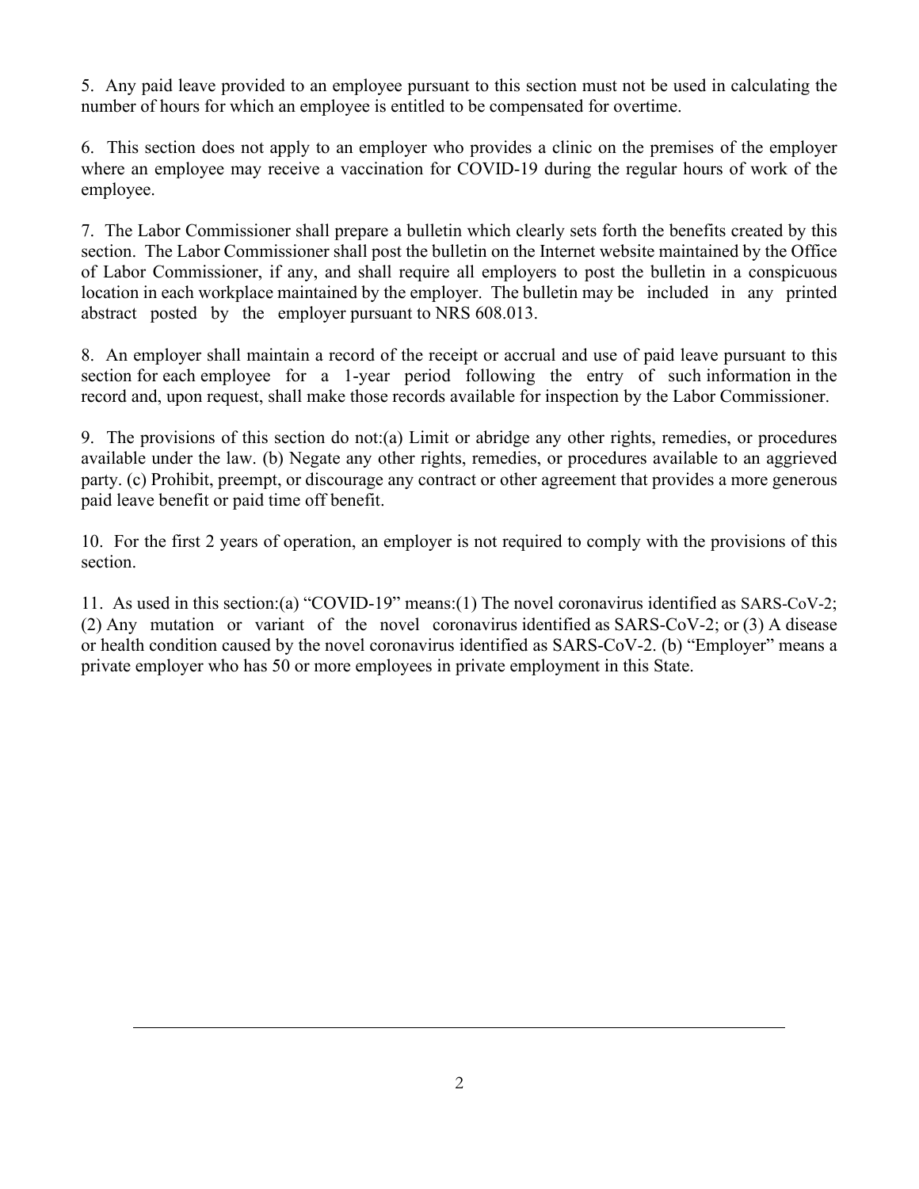5. Any paid leave provided to an employee pursuant to this section must not be used in calculating the number of hours for which an employee is entitled to be compensated for overtime.

6. This section does not apply to an employer who provides a clinic on the premises of the employer where an employee may receive a vaccination for COVID-19 during the regular hours of work of the employee.

7. The Labor Commissioner shall prepare a bulletin which clearly sets forth the benefits created by this section. The Labor Commissioner shall post the bulletin on the Internet website maintained by the Office of Labor Commissioner, if any, and shall require all employers to post the bulletin in a conspicuous location in each workplace maintained by the employer. The bulletin may be included in any printed abstract posted by the employer pursuant to NRS 608.013.

8. An employer shall maintain a record of the receipt or accrual and use of paid leave pursuant to this section for each employee for a 1-year period following the entry of such information in the record and, upon request, shall make those records available for inspection by the Labor Commissioner.

9. The provisions of this section do not:(a) Limit or abridge any other rights, remedies, or procedures available under the law. (b) Negate any other rights, remedies, or procedures available to an aggrieved party. (c) Prohibit, preempt, or discourage any contract or other agreement that provides a more generous paid leave benefit or paid time off benefit.

10. For the first 2 years of operation, an employer is not required to comply with the provisions of this section.

11. As used in this section:(a) "COVID-19" means:(1) The novel coronavirus identified as SARS-CoV-2; (2) Any mutation or variant of the novel coronavirus identified as SARS-CoV-2; or (3) A disease or health condition caused by the novel coronavirus identified as SARS-CoV-2. (b) "Employer" means a private employer who has 50 or more employees in private employment in this State.